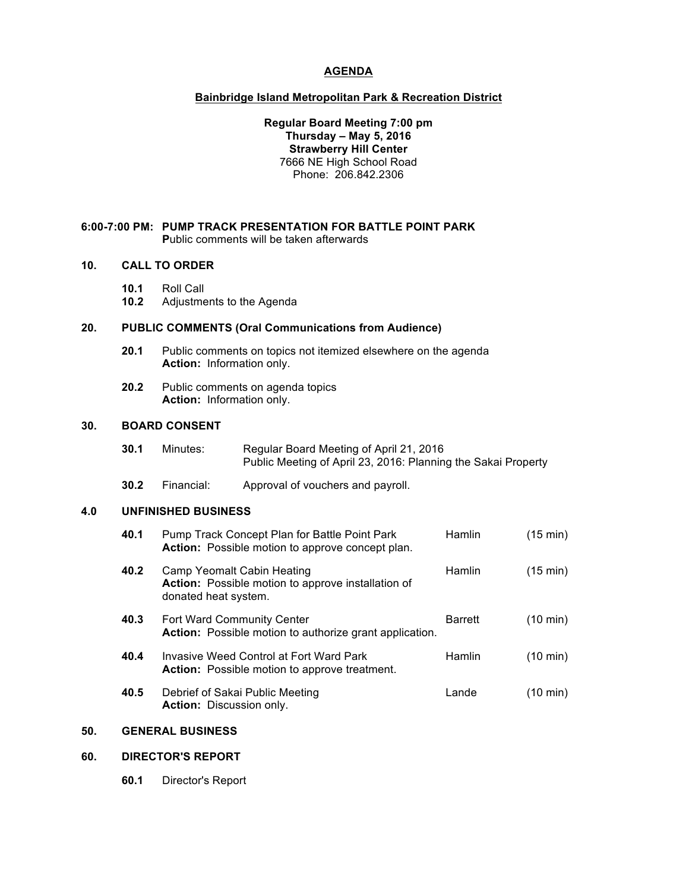# AGENDA

## Bainbridge Island Metropolitan Park & Recreation District

**Regular Board Meeting 7:00 pm**
**Thursday – May 5, 2016**
**Strawberry Hill Center**
7666 NE High School Road
Phone: 206.842.2306

**6:00-7:00 PM: PUMP TRACK PRESENTATION FOR BATTLE POINT PARK**
**P**ublic comments will be taken afterwards

### 10. CALL TO ORDER

- **10.1** Roll Call
- **10.2** Adjustments to the Agenda

### 20. PUBLIC COMMENTS (Oral Communications from Audience)

- **20.1** Public comments on topics not itemized elsewhere on the agenda
  **Action:** Information only.
- **20.2** Public comments on agenda topics
  **Action:** Information only.

### 30. BOARD CONSENT

- **30.1** Minutes: Regular Board Meeting of April 21, 2016
  Public Meeting of April 23, 2016: Planning the Sakai Property
- **30.2** Financial: Approval of vouchers and payroll.

### 4.0 UNFINISHED BUSINESS

| | Item | Presenter | Time |
|---|---|---|---|
| **40.1** | Pump Track Concept Plan for Battle Point Park<br>**Action:** Possible motion to approve concept plan. | Hamlin | (15 min) |
| **40.2** | Camp Yeomalt Cabin Heating<br>**Action:** Possible motion to approve installation of donated heat system. | Hamlin | (15 min) |
| **40.3** | Fort Ward Community Center<br>**Action:** Possible motion to authorize grant application. | Barrett | (10 min) |
| **40.4** | Invasive Weed Control at Fort Ward Park<br>**Action:** Possible motion to approve treatment. | Hamlin | (10 min) |
| **40.5** | Debrief of Sakai Public Meeting<br>**Action:** Discussion only. | Lande | (10 min) |

### 50. GENERAL BUSINESS

### 60. DIRECTOR'S REPORT

- **60.1** Director's Report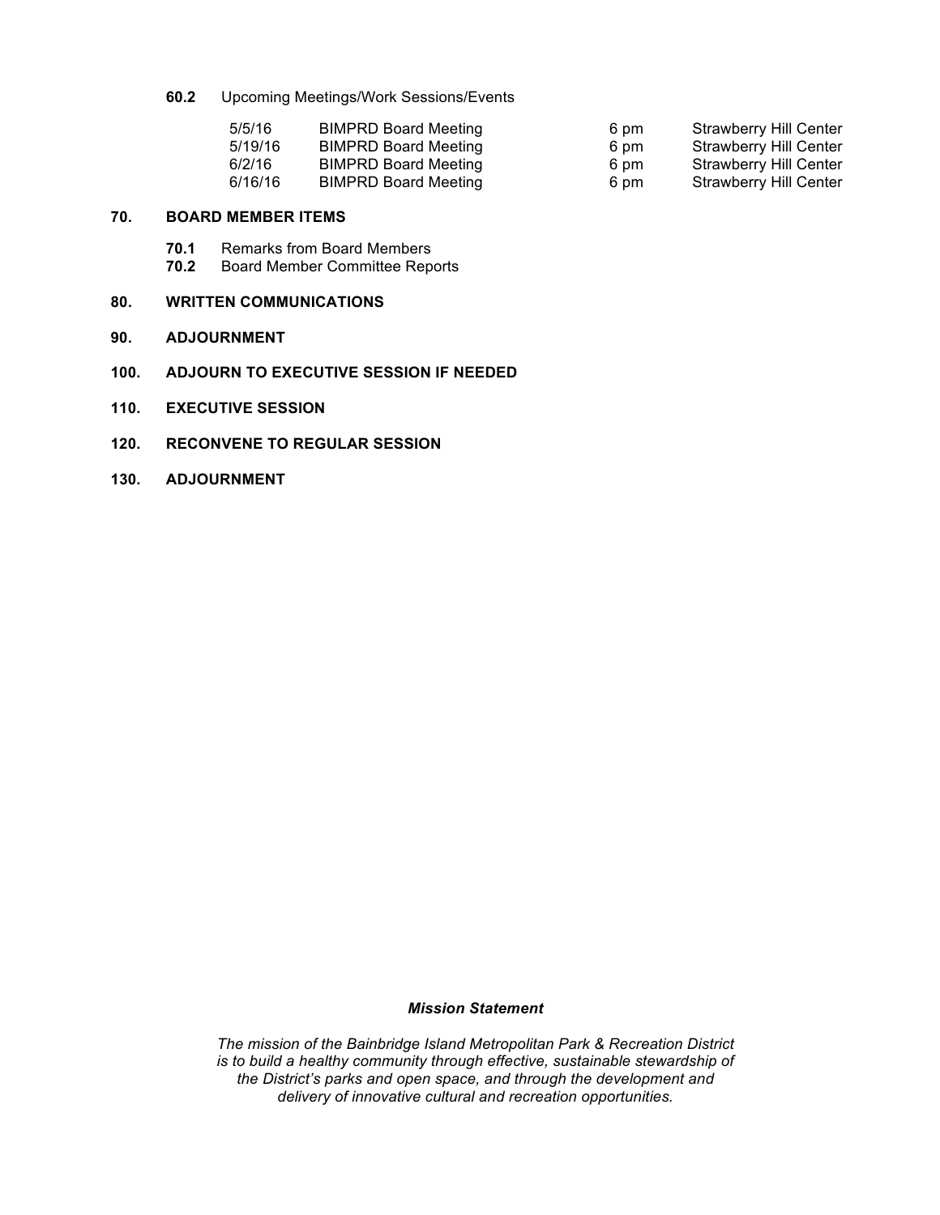**60.2** Upcoming Meetings/Work Sessions/Events

| | | | |
|---|---|---|---|
| 5/5/16 | BIMPRD Board Meeting | 6 pm | Strawberry Hill Center |
| 5/19/16 | BIMPRD Board Meeting | 6 pm | Strawberry Hill Center |
| 6/2/16 | BIMPRD Board Meeting | 6 pm | Strawberry Hill Center |
| 6/16/16 | BIMPRD Board Meeting | 6 pm | Strawberry Hill Center |

**70. BOARD MEMBER ITEMS**

**70.1** Remarks from Board Members
**70.2** Board Member Committee Reports

**80. WRITTEN COMMUNICATIONS**

**90. ADJOURNMENT**

**100. ADJOURN TO EXECUTIVE SESSION IF NEEDED**

**110. EXECUTIVE SESSION**

**120. RECONVENE TO REGULAR SESSION**

**130. ADJOURNMENT**

***Mission Statement***

*The mission of the Bainbridge Island Metropolitan Park & Recreation District is to build a healthy community through effective, sustainable stewardship of the District's parks and open space, and through the development and delivery of innovative cultural and recreation opportunities.*